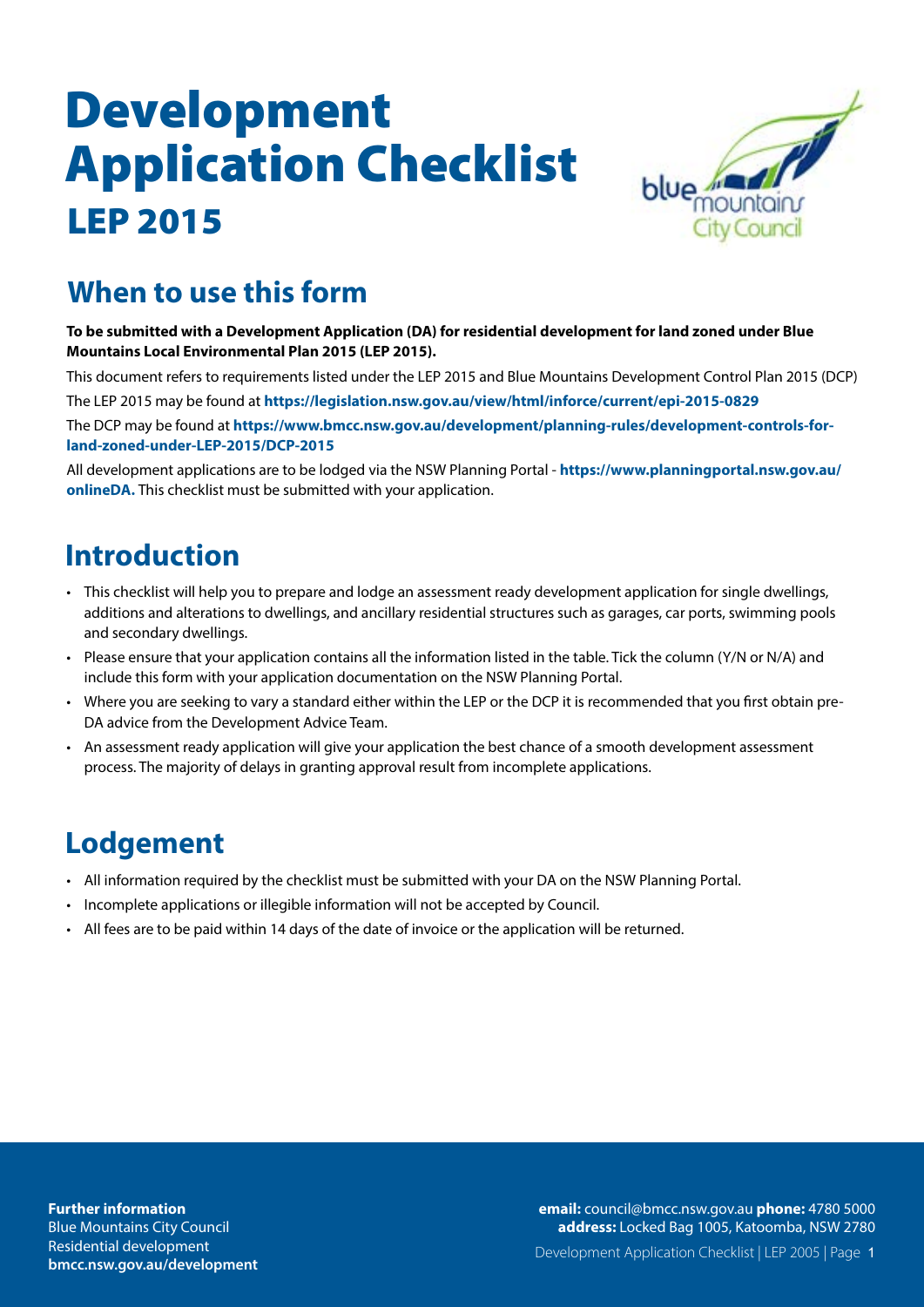# Development Application Checklist

## LEP 2015

## When to use this form

**To be submitted with a Development Application (DA) for residential development for land zoned under Blue Mountains Local Environmental Plan 2015 (LEP 2015).**

This document refers to requirements listed under the LEP 2015 and Blue Mountains Development Control Plan 2015 (DCP)

The LEP 2015 may be found at **https://legislation.nsw.gov.au/view/html/inforce/current/epi-2015-0829**

The DCP may be found at **https://www.bmcc.nsw.gov.au/development/planning-rules/development-controls-for-land-zoned-under-LEP-2015/DCP-2015**

All development applications are to be lodged via the NSW Planning Portal - **https://www.planningportal.nsw.gov.au/onlineDA.** This checklist must be submitted with your application.

## Introduction

- This checklist will help you to prepare and lodge an assessment ready development application for single dwellings, additions and alterations to dwellings, and ancillary residential structures such as garages, car ports, swimming pools and secondary dwellings.
- Please ensure that your application contains all the information listed in the table. Tick the column (Y/N or N/A) and include this form with your application documentation on the NSW Planning Portal.
- Where you are seeking to vary a standard either within the LEP or the DCP it is recommended that you first obtain pre-DA advice from the Development Advice Team.
- An assessment ready application will give your application the best chance of a smooth development assessment process. The majority of delays in granting approval result from incomplete applications.

## Lodgement

- All information required by the checklist must be submitted with your DA on the NSW Planning Portal.
- Incomplete applications or illegible information will not be accepted by Council.
- All fees are to be paid within 14 days of the date of invoice or the application will be returned.

**Further information**
Blue Mountains City Council
Residential development
**bmcc.nsw.gov.au/development**

**email:** council@bmcc.nsw.gov.au **phone:** 4780 5000
**address:** Locked Bag 1005, Katoomba, NSW 2780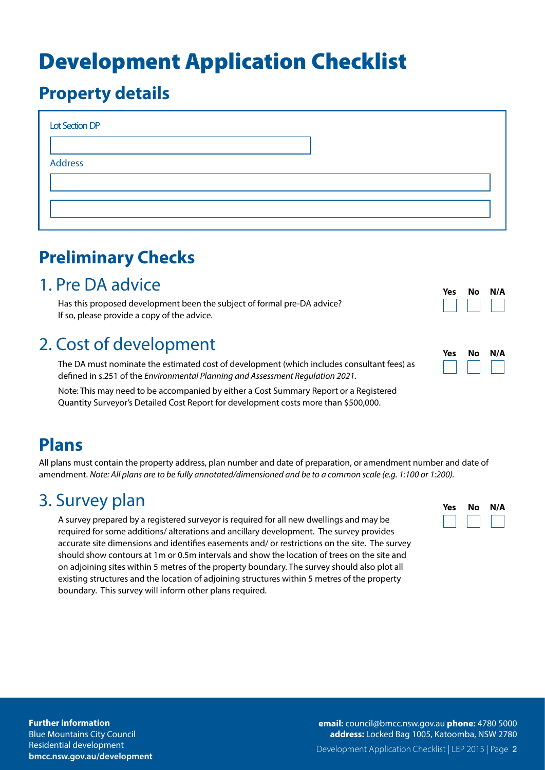# Development Application Checklist

## Property details

Lot Section DP

Address

## Preliminary Checks

### 1. Pre DA advice

Has this proposed development been the subject of formal pre-DA advice?
If so, please provide a copy of the advice.

| Yes | No | N/A |
|---|---|---|
| ☐ | ☐ | ☐ |

### 2. Cost of development

The DA must nominate the estimated cost of development (which includes consultant fees) as defined in s.251 of the *Environmental Planning and Assessment Regulation 2021*.

Note: This may need to be accompanied by either a Cost Summary Report or a Registered Quantity Surveyor's Detailed Cost Report for development costs more than $500,000.

| Yes | No | N/A |
|---|---|---|
| ☐ | ☐ | ☐ |

## Plans

All plans must contain the property address, plan number and date of preparation, or amendment number and date of amendment. *Note: All plans are to be fully annotated/dimensioned and be to a common scale (e.g. 1:100 or 1:200).*

### 3. Survey plan

A survey prepared by a registered surveyor is required for all new dwellings and may be required for some additions/ alterations and ancillary development. The survey provides accurate site dimensions and identifies easements and/ or restrictions on the site. The survey should show contours at 1m or 0.5m intervals and show the location of trees on the site and on adjoining sites within 5 metres of the property boundary. The survey should also plot all existing structures and the location of adjoining structures within 5 metres of the property boundary. This survey will inform other plans required.

| Yes | No | N/A |
|---|---|---|
| ☐ | ☐ | ☐ |

**Further information**
Blue Mountains City Council
Residential development
**bmcc.nsw.gov.au/development**

**email:** council@bmcc.nsw.gov.au **phone:** 4780 5000
**address:** Locked Bag 1005, Katoomba, NSW 2780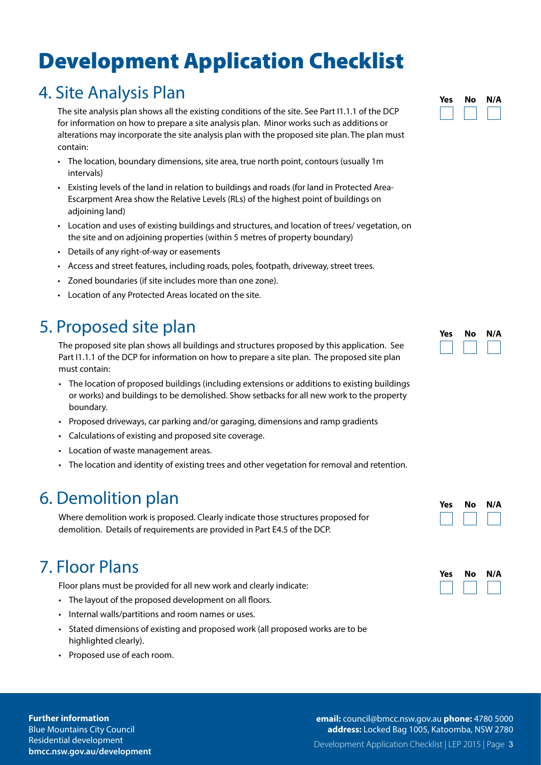# Development Application Checklist

## 4. Site Analysis Plan

Yes No N/A

The site analysis plan shows all the existing conditions of the site. See Part I1.1.1 of the DCP for information on how to prepare a site analysis plan. Minor works such as additions or alterations may incorporate the site analysis plan with the proposed site plan. The plan must contain:

- The location, boundary dimensions, site area, true north point, contours (usually 1m intervals)
- Existing levels of the land in relation to buildings and roads (for land in Protected Area-Escarpment Area show the Relative Levels (RLs) of the highest point of buildings on adjoining land)
- Location and uses of existing buildings and structures, and location of trees/ vegetation, on the site and on adjoining properties (within 5 metres of property boundary)
- Details of any right-of-way or easements
- Access and street features, including roads, poles, footpath, driveway, street trees.
- Zoned boundaries (if site includes more than one zone).
- Location of any Protected Areas located on the site.

## 5. Proposed site plan

Yes No N/A

The proposed site plan shows all buildings and structures proposed by this application. See Part I1.1.1 of the DCP for information on how to prepare a site plan. The proposed site plan must contain:

- The location of proposed buildings (including extensions or additions to existing buildings or works) and buildings to be demolished. Show setbacks for all new work to the property boundary.
- Proposed driveways, car parking and/or garaging, dimensions and ramp gradients
- Calculations of existing and proposed site coverage.
- Location of waste management areas.
- The location and identity of existing trees and other vegetation for removal and retention.

## 6. Demolition plan

Yes No N/A

Where demolition work is proposed. Clearly indicate those structures proposed for demolition. Details of requirements are provided in Part E4.5 of the DCP.

## 7. Floor Plans

Yes No N/A

Floor plans must be provided for all new work and clearly indicate:

- The layout of the proposed development on all floors.
- Internal walls/partitions and room names or uses.
- Stated dimensions of existing and proposed work (all proposed works are to be highlighted clearly).
- Proposed use of each room.

**Further information**
Blue Mountains City Council
Residential development
**bmcc.nsw.gov.au/development**

**email:** council@bmcc.nsw.gov.au **phone:** 4780 5000
**address:** Locked Bag 1005, Katoomba, NSW 2780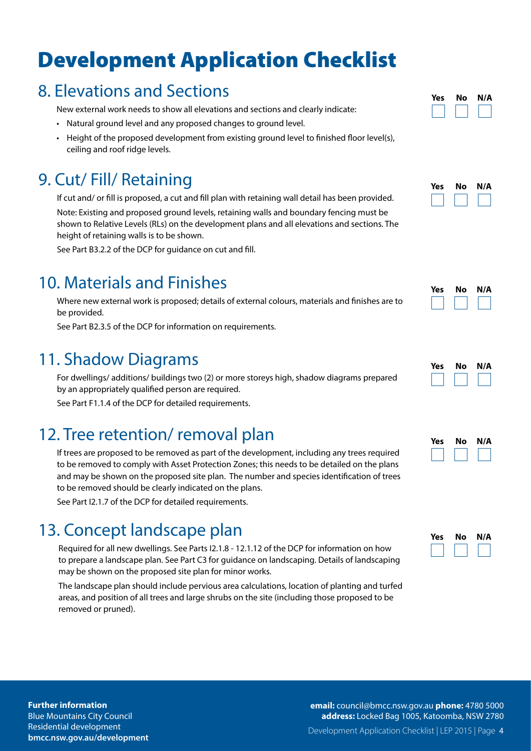# Development Application Checklist

## 8. Elevations and Sections

Yes No N/A

New external work needs to show all elevations and sections and clearly indicate:

- Natural ground level and any proposed changes to ground level.
- Height of the proposed development from existing ground level to finished floor level(s), ceiling and roof ridge levels.

## 9. Cut/ Fill/ Retaining

Yes No N/A

If cut and/ or fill is proposed, a cut and fill plan with retaining wall detail has been provided.

Note: Existing and proposed ground levels, retaining walls and boundary fencing must be shown to Relative Levels (RLs) on the development plans and all elevations and sections. The height of retaining walls is to be shown.

See Part B3.2.2 of the DCP for guidance on cut and fill.

## 10. Materials and Finishes

Yes No N/A

Where new external work is proposed; details of external colours, materials and finishes are to be provided.

See Part B2.3.5 of the DCP for information on requirements.

## 11. Shadow Diagrams

Yes No N/A

For dwellings/ additions/ buildings two (2) or more storeys high, shadow diagrams prepared by an appropriately qualified person are required.

See Part F1.1.4 of the DCP for detailed requirements.

## 12. Tree retention/ removal plan

Yes No N/A

If trees are proposed to be removed as part of the development, including any trees required to be removed to comply with Asset Protection Zones; this needs to be detailed on the plans and may be shown on the proposed site plan. The number and species identification of trees to be removed should be clearly indicated on the plans.

See Part I2.1.7 of the DCP for detailed requirements.

## 13. Concept landscape plan

Yes No N/A

Required for all new dwellings. See Parts I2.1.8 - 12.1.12 of the DCP for information on how to prepare a landscape plan. See Part C3 for guidance on landscaping. Details of landscaping may be shown on the proposed site plan for minor works.

The landscape plan should include pervious area calculations, location of planting and turfed areas, and position of all trees and large shrubs on the site (including those proposed to be removed or pruned).

**Further information**
Blue Mountains City Council
Residential development
**bmcc.nsw.gov.au/development**

**email:** council@bmcc.nsw.gov.au **phone:** 4780 5000
**address:** Locked Bag 1005, Katoomba, NSW 2780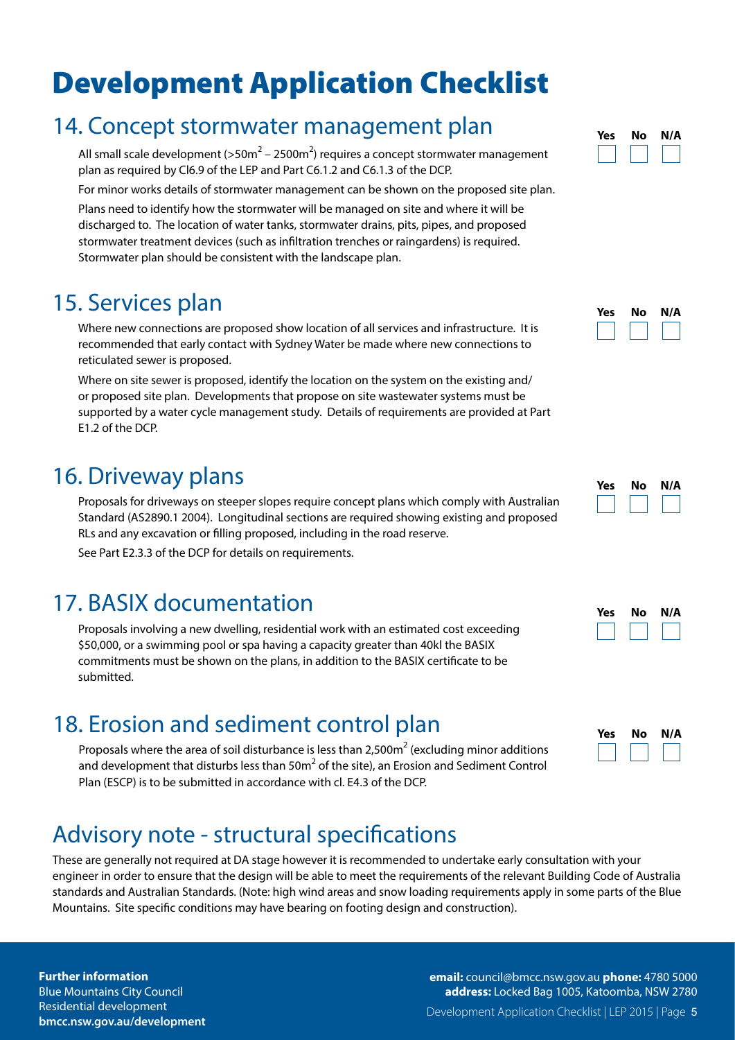# Development Application Checklist

## 14. Concept stormwater management plan

Yes No N/A

All small scale development (>50m$^2$ – 2500m$^2$) requires a concept stormwater management plan as required by Cl6.9 of the LEP and Part C6.1.2 and C6.1.3 of the DCP.

For minor works details of stormwater management can be shown on the proposed site plan.

Plans need to identify how the stormwater will be managed on site and where it will be discharged to. The location of water tanks, stormwater drains, pits, pipes, and proposed stormwater treatment devices (such as infiltration trenches or raingardens) is required. Stormwater plan should be consistent with the landscape plan.

## 15. Services plan

Yes No N/A

Where new connections are proposed show location of all services and infrastructure. It is recommended that early contact with Sydney Water be made where new connections to reticulated sewer is proposed.

Where on site sewer is proposed, identify the location on the system on the existing and/or proposed site plan. Developments that propose on site wastewater systems must be supported by a water cycle management study. Details of requirements are provided at Part E1.2 of the DCP.

## 16. Driveway plans

Yes No N/A

Proposals for driveways on steeper slopes require concept plans which comply with Australian Standard (AS2890.1 2004). Longitudinal sections are required showing existing and proposed RLs and any excavation or filling proposed, including in the road reserve.

See Part E2.3.3 of the DCP for details on requirements.

## 17. BASIX documentation

Yes No N/A

Proposals involving a new dwelling, residential work with an estimated cost exceeding $50,000, or a swimming pool or spa having a capacity greater than 40kl the BASIX commitments must be shown on the plans, in addition to the BASIX certificate to be submitted.

## 18. Erosion and sediment control plan

Yes No N/A

Proposals where the area of soil disturbance is less than 2,500m$^2$ (excluding minor additions and development that disturbs less than 50m$^2$ of the site), an Erosion and Sediment Control Plan (ESCP) is to be submitted in accordance with cl. E4.3 of the DCP.

## Advisory note - structural specifications

These are generally not required at DA stage however it is recommended to undertake early consultation with your engineer in order to ensure that the design will be able to meet the requirements of the relevant Building Code of Australia standards and Australian Standards. (Note: high wind areas and snow loading requirements apply in some parts of the Blue Mountains. Site specific conditions may have bearing on footing design and construction).

**Further information**
Blue Mountains City Council
Residential development
**bmcc.nsw.gov.au/development**

**email:** council@bmcc.nsw.gov.au **phone:** 4780 5000
**address:** Locked Bag 1005, Katoomba, NSW 2780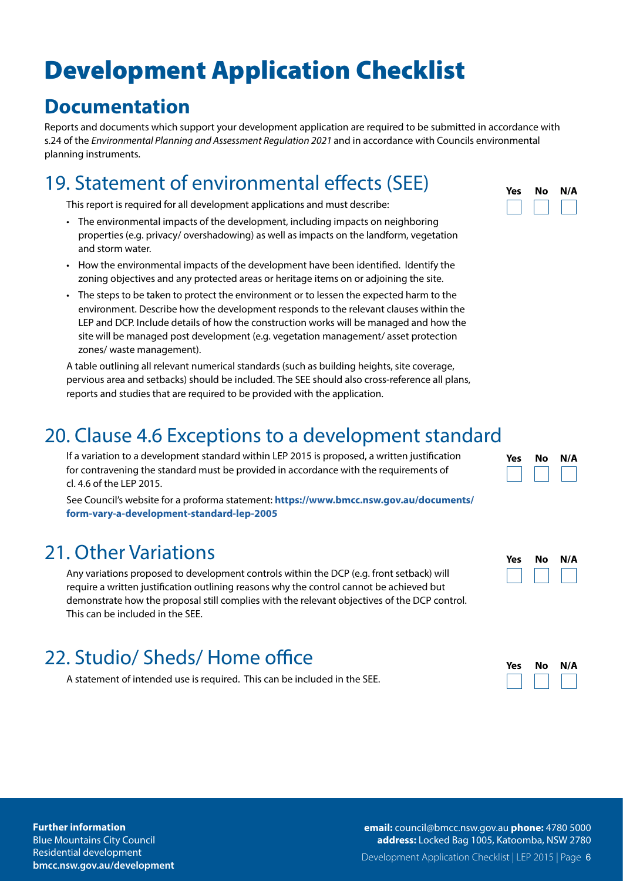# Development Application Checklist

## Documentation

Reports and documents which support your development application are required to be submitted in accordance with s.24 of the *Environmental Planning and Assessment Regulation 2021* and in accordance with Councils environmental planning instruments.

### 19. Statement of environmental effects (SEE)

| Yes | No | N/A |
|---|---|---|
| ☐ | ☐ | ☐ |

This report is required for all development applications and must describe:

- The environmental impacts of the development, including impacts on neighboring properties (e.g. privacy/ overshadowing) as well as impacts on the landform, vegetation and storm water.
- How the environmental impacts of the development have been identified. Identify the zoning objectives and any protected areas or heritage items on or adjoining the site.
- The steps to be taken to protect the environment or to lessen the expected harm to the environment. Describe how the development responds to the relevant clauses within the LEP and DCP. Include details of how the construction works will be managed and how the site will be managed post development (e.g. vegetation management/ asset protection zones/ waste management).

A table outlining all relevant numerical standards (such as building heights, site coverage, pervious area and setbacks) should be included. The SEE should also cross-reference all plans, reports and studies that are required to be provided with the application.

### 20. Clause 4.6 Exceptions to a development standard

| Yes | No | N/A |
|---|---|---|
| ☐ | ☐ | ☐ |

If a variation to a development standard within LEP 2015 is proposed, a written justification for contravening the standard must be provided in accordance with the requirements of cl. 4.6 of the LEP 2015.

See Council's website for a proforma statement: **https://www.bmcc.nsw.gov.au/documents/form-vary-a-development-standard-lep-2005**

### 21. Other Variations

| Yes | No | N/A |
|---|---|---|
| ☐ | ☐ | ☐ |

Any variations proposed to development controls within the DCP (e.g. front setback) will require a written justification outlining reasons why the control cannot be achieved but demonstrate how the proposal still complies with the relevant objectives of the DCP control. This can be included in the SEE.

### 22. Studio/ Sheds/ Home office

| Yes | No | N/A |
|---|---|---|
| ☐ | ☐ | ☐ |

A statement of intended use is required. This can be included in the SEE.

**Further information**
Blue Mountains City Council
Residential development
**bmcc.nsw.gov.au/development**

**email:** council@bmcc.nsw.gov.au **phone:** 4780 5000
**address:** Locked Bag 1005, Katoomba, NSW 2780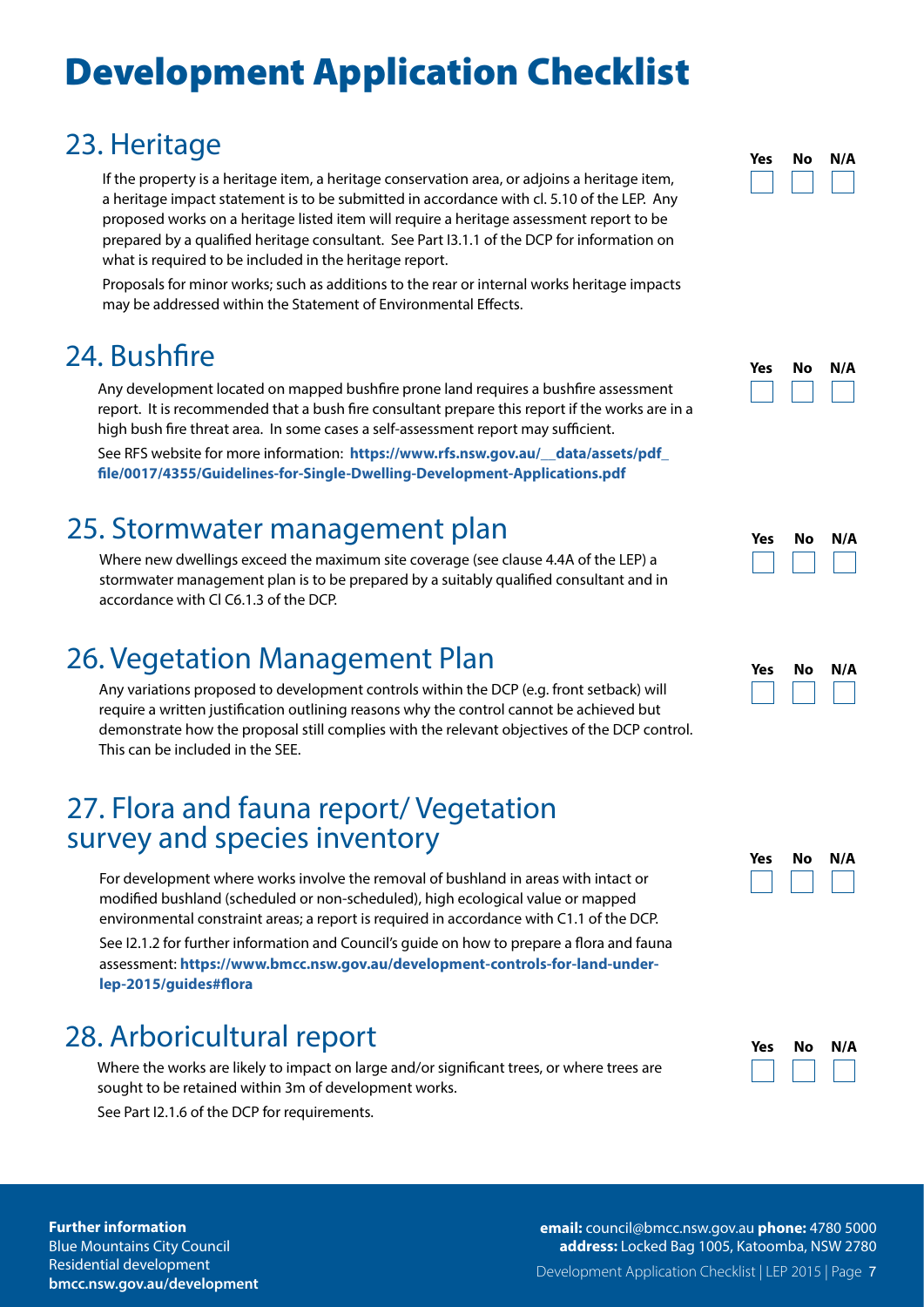# Development Application Checklist

## 23. Heritage

If the property is a heritage item, a heritage conservation area, or adjoins a heritage item, a heritage impact statement is to be submitted in accordance with cl. 5.10 of the LEP. Any proposed works on a heritage listed item will require a heritage assessment report to be prepared by a qualified heritage consultant. See Part I3.1.1 of the DCP for information on what is required to be included in the heritage report.

Proposals for minor works; such as additions to the rear or internal works heritage impacts may be addressed within the Statement of Environmental Effects.

Yes ☐ No ☐ N/A ☐

## 24. Bushfire

Any development located on mapped bushfire prone land requires a bushfire assessment report. It is recommended that a bush fire consultant prepare this report if the works are in a high bush fire threat area. In some cases a self-assessment report may sufficient.

See RFS website for more information: **https://www.rfs.nsw.gov.au/__data/assets/pdf_file/0017/4355/Guidelines-for-Single-Dwelling-Development-Applications.pdf**

Yes ☐ No ☐ N/A ☐

## 25. Stormwater management plan

Where new dwellings exceed the maximum site coverage (see clause 4.4A of the LEP) a stormwater management plan is to be prepared by a suitably qualified consultant and in accordance with Cl C6.1.3 of the DCP.

Yes ☐ No ☐ N/A ☐

## 26. Vegetation Management Plan

Any variations proposed to development controls within the DCP (e.g. front setback) will require a written justification outlining reasons why the control cannot be achieved but demonstrate how the proposal still complies with the relevant objectives of the DCP control. This can be included in the SEE.

Yes ☐ No ☐ N/A ☐

## 27. Flora and fauna report/ Vegetation survey and species inventory

For development where works involve the removal of bushland in areas with intact or modified bushland (scheduled or non-scheduled), high ecological value or mapped environmental constraint areas; a report is required in accordance with C1.1 of the DCP.

See I2.1.2 for further information and Council's guide on how to prepare a flora and fauna assessment: **https://www.bmcc.nsw.gov.au/development-controls-for-land-under-lep-2015/guides#flora**

Yes ☐ No ☐ N/A ☐

## 28. Arboricultural report

Where the works are likely to impact on large and/or significant trees, or where trees are sought to be retained within 3m of development works.

See Part I2.1.6 of the DCP for requirements.

Yes ☐ No ☐ N/A ☐

**Further information**
Blue Mountains City Council
Residential development
**bmcc.nsw.gov.au/development**

**email:** council@bmcc.nsw.gov.au **phone:** 4780 5000
**address:** Locked Bag 1005, Katoomba, NSW 2780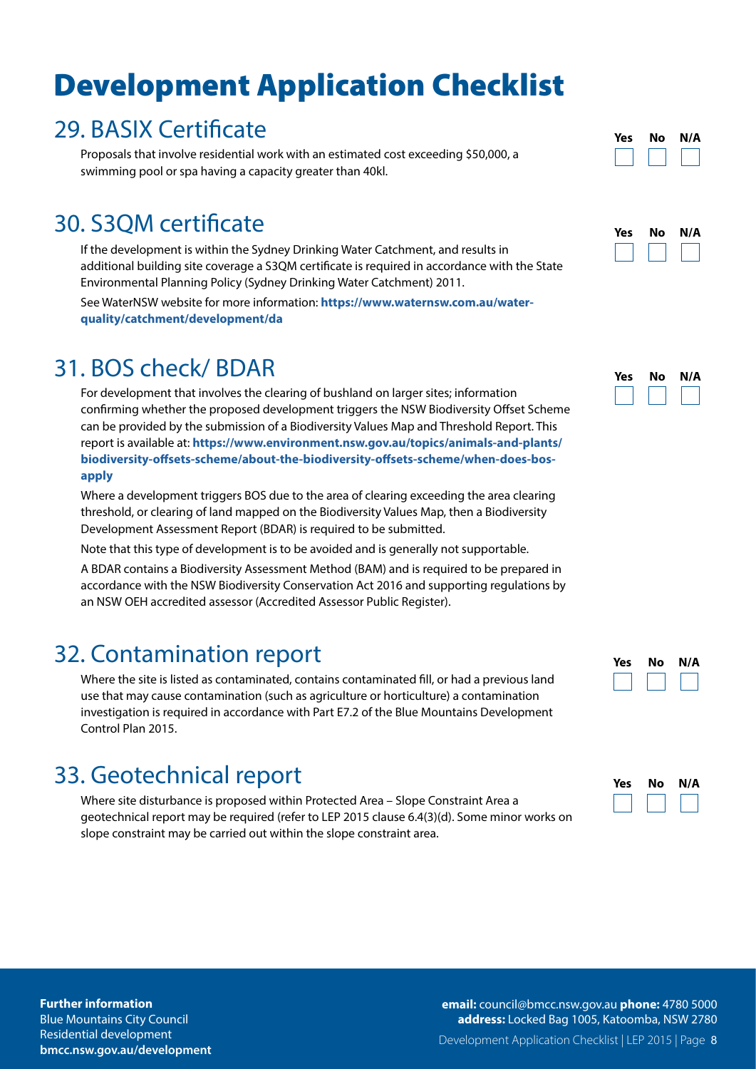# Development Application Checklist

## 29. BASIX Certificate

Proposals that involve residential work with an estimated cost exceeding $50,000, a swimming pool or spa having a capacity greater than 40kl.

| Yes | No | N/A |
|---|---|---|
| ☐ | ☐ | ☐ |

## 30. S3QM certificate

If the development is within the Sydney Drinking Water Catchment, and results in additional building site coverage a S3QM certificate is required in accordance with the State Environmental Planning Policy (Sydney Drinking Water Catchment) 2011.

See WaterNSW website for more information: **https://www.waternsw.com.au/water-quality/catchment/development/da**

| Yes | No | N/A |
|---|---|---|
| ☐ | ☐ | ☐ |

## 31. BOS check/ BDAR

For development that involves the clearing of bushland on larger sites; information confirming whether the proposed development triggers the NSW Biodiversity Offset Scheme can be provided by the submission of a Biodiversity Values Map and Threshold Report. This report is available at: **https://www.environment.nsw.gov.au/topics/animals-and-plants/biodiversity-offsets-scheme/about-the-biodiversity-offsets-scheme/when-does-bos-apply**

Where a development triggers BOS due to the area of clearing exceeding the area clearing threshold, or clearing of land mapped on the Biodiversity Values Map, then a Biodiversity Development Assessment Report (BDAR) is required to be submitted.

Note that this type of development is to be avoided and is generally not supportable.

A BDAR contains a Biodiversity Assessment Method (BAM) and is required to be prepared in accordance with the NSW Biodiversity Conservation Act 2016 and supporting regulations by an NSW OEH accredited assessor (Accredited Assessor Public Register).

| Yes | No | N/A |
|---|---|---|
| ☐ | ☐ | ☐ |

## 32. Contamination report

Where the site is listed as contaminated, contains contaminated fill, or had a previous land use that may cause contamination (such as agriculture or horticulture) a contamination investigation is required in accordance with Part E7.2 of the Blue Mountains Development Control Plan 2015.

| Yes | No | N/A |
|---|---|---|
| ☐ | ☐ | ☐ |

## 33. Geotechnical report

Where site disturbance is proposed within Protected Area – Slope Constraint Area a geotechnical report may be required (refer to LEP 2015 clause 6.4(3)(d). Some minor works on slope constraint may be carried out within the slope constraint area.

| Yes | No | N/A |
|---|---|---|
| ☐ | ☐ | ☐ |

**Further information**
Blue Mountains City Council
Residential development
**bmcc.nsw.gov.au/development**

**email:** council@bmcc.nsw.gov.au **phone:** 4780 5000
**address:** Locked Bag 1005, Katoomba, NSW 2780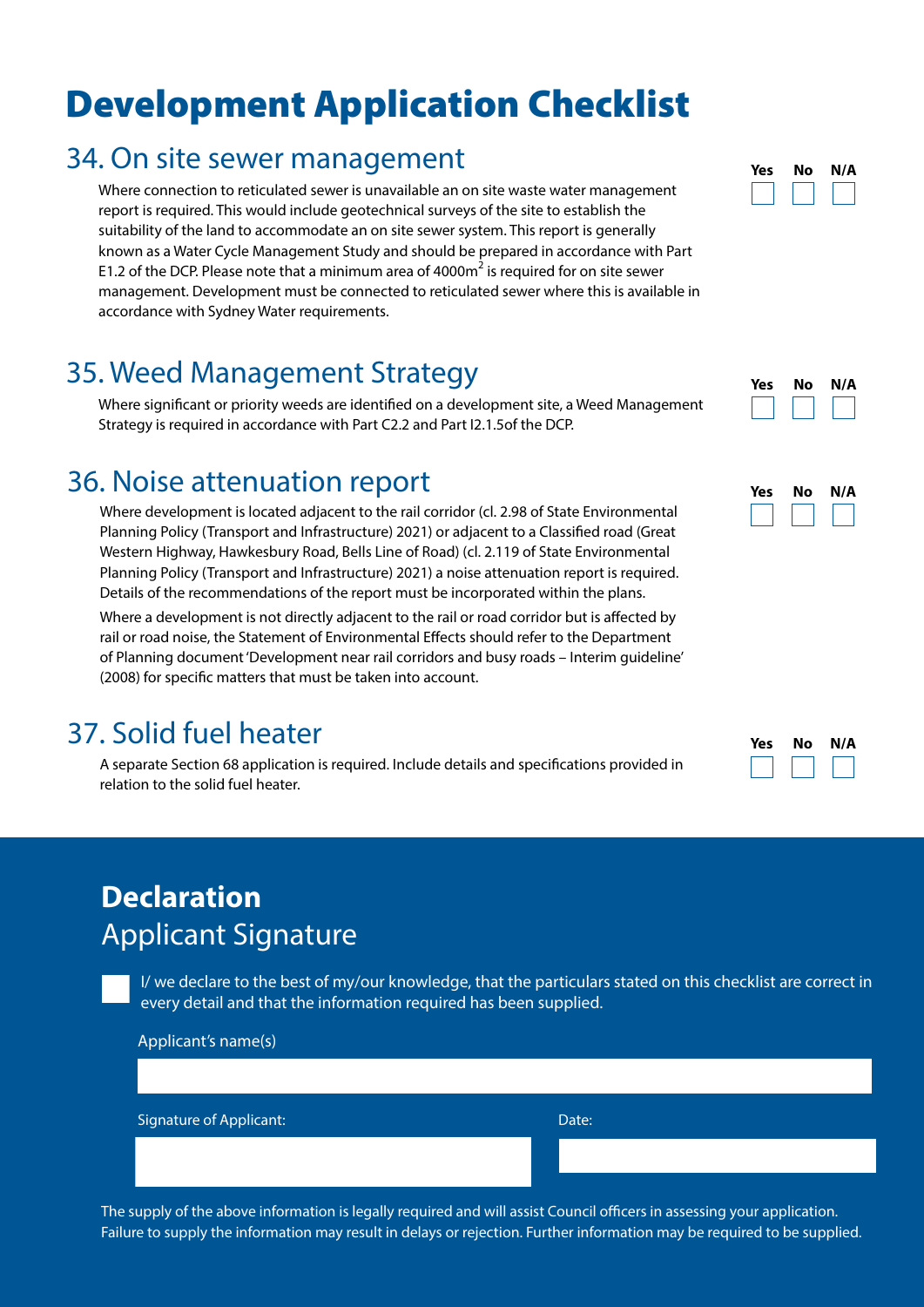# Development Application Checklist

## 34. On site sewer management

| Yes | No | N/A |
|---|---|---|
| ☐ | ☐ | ☐ |

Where connection to reticulated sewer is unavailable an on site waste water management report is required. This would include geotechnical surveys of the site to establish the suitability of the land to accommodate an on site sewer system. This report is generally known as a Water Cycle Management Study and should be prepared in accordance with Part E1.2 of the DCP. Please note that a minimum area of 4000m$^2$ is required for on site sewer management. Development must be connected to reticulated sewer where this is available in accordance with Sydney Water requirements.

## 35. Weed Management Strategy

| Yes | No | N/A |
|---|---|---|
| ☐ | ☐ | ☐ |

Where significant or priority weeds are identified on a development site, a Weed Management Strategy is required in accordance with Part C2.2 and Part I2.1.5of the DCP.

## 36. Noise attenuation report

| Yes | No | N/A |
|---|---|---|
| ☐ | ☐ | ☐ |

Where development is located adjacent to the rail corridor (cl. 2.98 of State Environmental Planning Policy (Transport and Infrastructure) 2021) or adjacent to a Classified road (Great Western Highway, Hawkesbury Road, Bells Line of Road) (cl. 2.119 of State Environmental Planning Policy (Transport and Infrastructure) 2021) a noise attenuation report is required. Details of the recommendations of the report must be incorporated within the plans.

Where a development is not directly adjacent to the rail or road corridor but is affected by rail or road noise, the Statement of Environmental Effects should refer to the Department of Planning document 'Development near rail corridors and busy roads – Interim guideline' (2008) for specific matters that must be taken into account.

## 37. Solid fuel heater

| Yes | No | N/A |
|---|---|---|
| ☐ | ☐ | ☐ |

A separate Section 68 application is required. Include details and specifications provided in relation to the solid fuel heater.

## Declaration

### Applicant Signature

☐ I/ we declare to the best of my/our knowledge, that the particulars stated on this checklist are correct in every detail and that the information required has been supplied.

Applicant's name(s)

Signature of Applicant:

Date:

The supply of the above information is legally required and will assist Council officers in assessing your application. Failure to supply the information may result in delays or rejection. Further information may be required to be supplied.